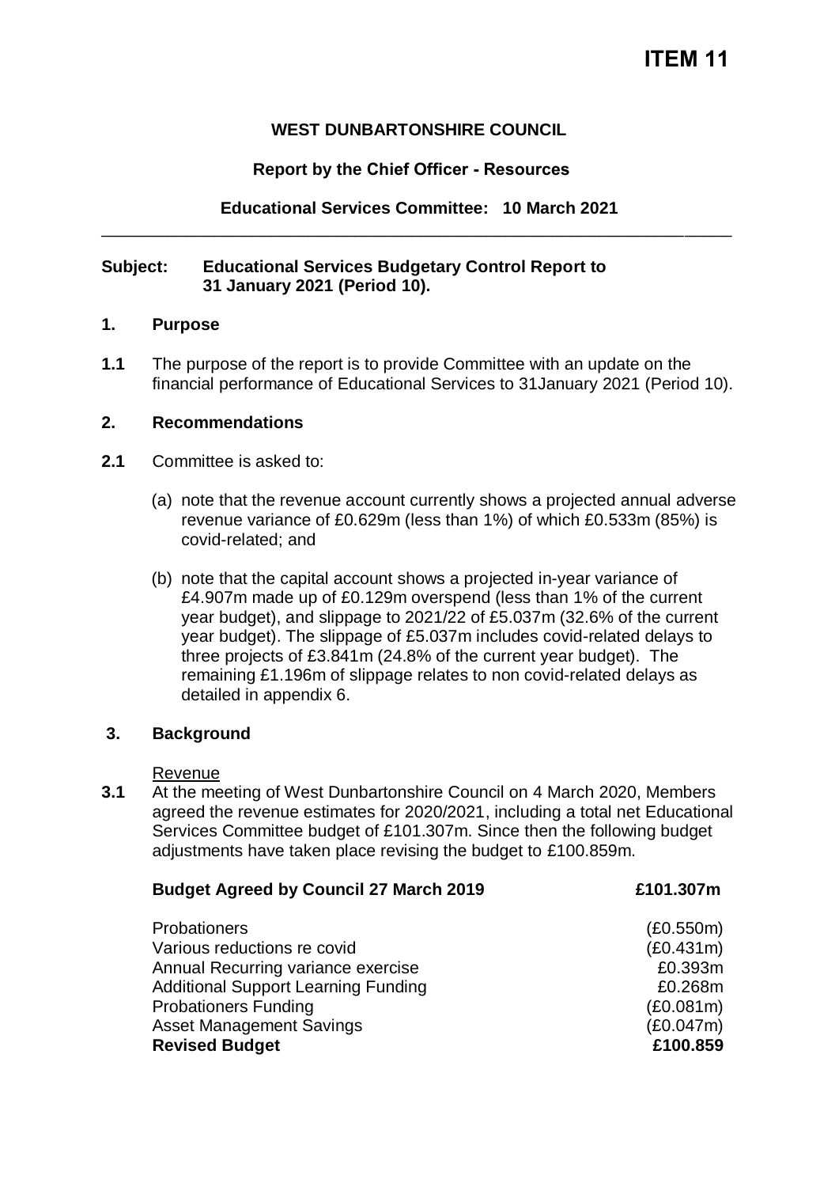# ITEM 11

**WEST DUNBARTONSHIRE COUNCIL**

**Report by the Chief Officer - Resources**

**Educational Services Committee: 10 March 2021**

---

**Subject: Educational Services Budgetary Control Report to 31 January 2021 (Period 10).**

## 1. Purpose

**1.1** The purpose of the report is to provide Committee with an update on the financial performance of Educational Services to 31January 2021 (Period 10).

## 2. Recommendations

**2.1** Committee is asked to:

(a) note that the revenue account currently shows a projected annual adverse revenue variance of £0.629m (less than 1%) of which £0.533m (85%) is covid-related; and

(b) note that the capital account shows a projected in-year variance of £4.907m made up of £0.129m overspend (less than 1% of the current year budget), and slippage to 2021/22 of £5.037m (32.6% of the current year budget). The slippage of £5.037m includes covid-related delays to three projects of £3.841m (24.8% of the current year budget). The remaining £1.196m of slippage relates to non covid-related delays as detailed in appendix 6.

## 3. Background

Revenue

**3.1** At the meeting of West Dunbartonshire Council on 4 March 2020, Members agreed the revenue estimates for 2020/2021, including a total net Educational Services Committee budget of £101.307m. Since then the following budget adjustments have taken place revising the budget to £100.859m.

| **Budget Agreed by Council 27 March 2019** | **£101.307m** |
|---|---|
| Probationers | (£0.550m) |
| Various reductions re covid | (£0.431m) |
| Annual Recurring variance exercise | £0.393m |
| Additional Support Learning Funding | £0.268m |
| Probationers Funding | (£0.081m) |
| Asset Management Savings | (£0.047m) |
| **Revised Budget** | **£100.859** |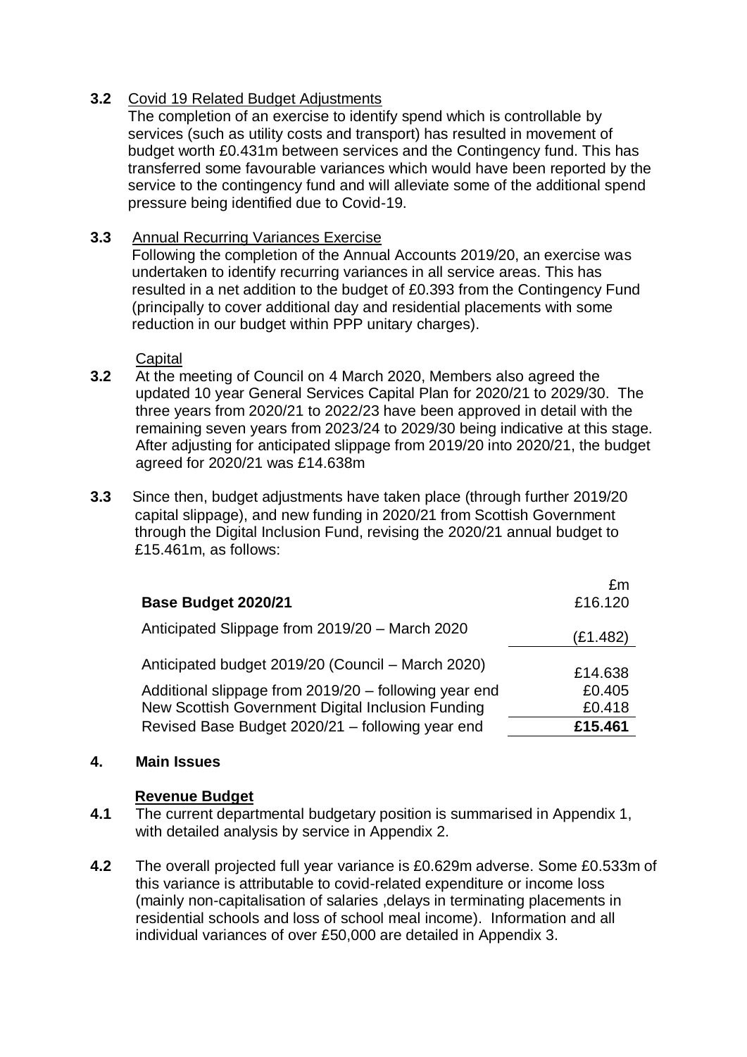**3.2** Covid 19 Related Budget Adjustments

The completion of an exercise to identify spend which is controllable by services (such as utility costs and transport) has resulted in movement of budget worth £0.431m between services and the Contingency fund. This has transferred some favourable variances which would have been reported by the service to the contingency fund and will alleviate some of the additional spend pressure being identified due to Covid-19.

**3.3** Annual Recurring Variances Exercise

Following the completion of the Annual Accounts 2019/20, an exercise was undertaken to identify recurring variances in all service areas. This has resulted in a net addition to the budget of £0.393 from the Contingency Fund (principally to cover additional day and residential placements with some reduction in our budget within PPP unitary charges).

Capital

**3.2** At the meeting of Council on 4 March 2020, Members also agreed the updated 10 year General Services Capital Plan for 2020/21 to 2029/30. The three years from 2020/21 to 2022/23 have been approved in detail with the remaining seven years from 2023/24 to 2029/30 being indicative at this stage. After adjusting for anticipated slippage from 2019/20 into 2020/21, the budget agreed for 2020/21 was £14.638m

**3.3** Since then, budget adjustments have taken place (through further 2019/20 capital slippage), and new funding in 2020/21 from Scottish Government through the Digital Inclusion Fund, revising the 2020/21 annual budget to £15.461m, as follows:

| | £m |
|---|---|
| **Base Budget 2020/21** | £16.120 |
| Anticipated Slippage from 2019/20 – March 2020 | (£1.482) |
| Anticipated budget 2019/20 (Council – March 2020) | £14.638 |
| Additional slippage from 2019/20 – following year end | £0.405 |
| New Scottish Government Digital Inclusion Funding | £0.418 |
| Revised Base Budget 2020/21 – following year end | **£15.461** |

## 4. Main Issues

**Revenue Budget**

**4.1** The current departmental budgetary position is summarised in Appendix 1, with detailed analysis by service in Appendix 2.

**4.2** The overall projected full year variance is £0.629m adverse. Some £0.533m of this variance is attributable to covid-related expenditure or income loss (mainly non-capitalisation of salaries ,delays in terminating placements in residential schools and loss of school meal income). Information and all individual variances of over £50,000 are detailed in Appendix 3.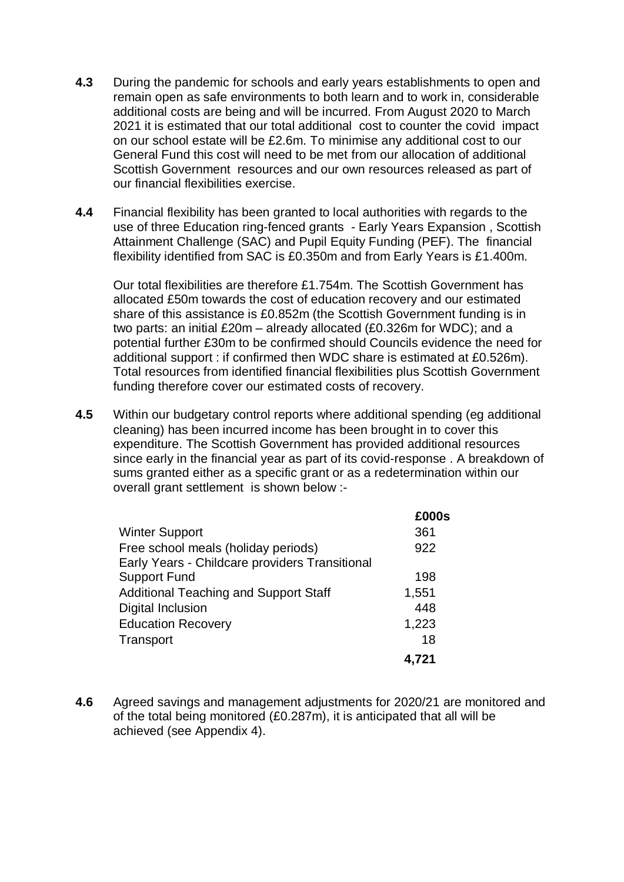**4.3** During the pandemic for schools and early years establishments to open and remain open as safe environments to both learn and to work in, considerable additional costs are being and will be incurred. From August 2020 to March 2021 it is estimated that our total additional cost to counter the covid impact on our school estate will be £2.6m. To minimise any additional cost to our General Fund this cost will need to be met from our allocation of additional Scottish Government resources and our own resources released as part of our financial flexibilities exercise.

**4.4** Financial flexibility has been granted to local authorities with regards to the use of three Education ring-fenced grants - Early Years Expansion , Scottish Attainment Challenge (SAC) and Pupil Equity Funding (PEF). The financial flexibility identified from SAC is £0.350m and from Early Years is £1.400m.

Our total flexibilities are therefore £1.754m. The Scottish Government has allocated £50m towards the cost of education recovery and our estimated share of this assistance is £0.852m (the Scottish Government funding is in two parts: an initial £20m – already allocated (£0.326m for WDC); and a potential further £30m to be confirmed should Councils evidence the need for additional support : if confirmed then WDC share is estimated at £0.526m). Total resources from identified financial flexibilities plus Scottish Government funding therefore cover our estimated costs of recovery.

**4.5** Within our budgetary control reports where additional spending (eg additional cleaning) has been incurred income has been brought in to cover this expenditure. The Scottish Government has provided additional resources since early in the financial year as part of its covid-response . A breakdown of sums granted either as a specific grant or as a redetermination within our overall grant settlement is shown below :-

| | £000s |
|---|---|
| Winter Support | 361 |
| Free school meals (holiday periods) | 922 |
| Early Years - Childcare providers Transitional Support Fund | 198 |
| Additional Teaching and Support Staff | 1,551 |
| Digital Inclusion | 448 |
| Education Recovery | 1,223 |
| Transport | 18 |
| | **4,721** |

**4.6** Agreed savings and management adjustments for 2020/21 are monitored and of the total being monitored (£0.287m), it is anticipated that all will be achieved (see Appendix 4).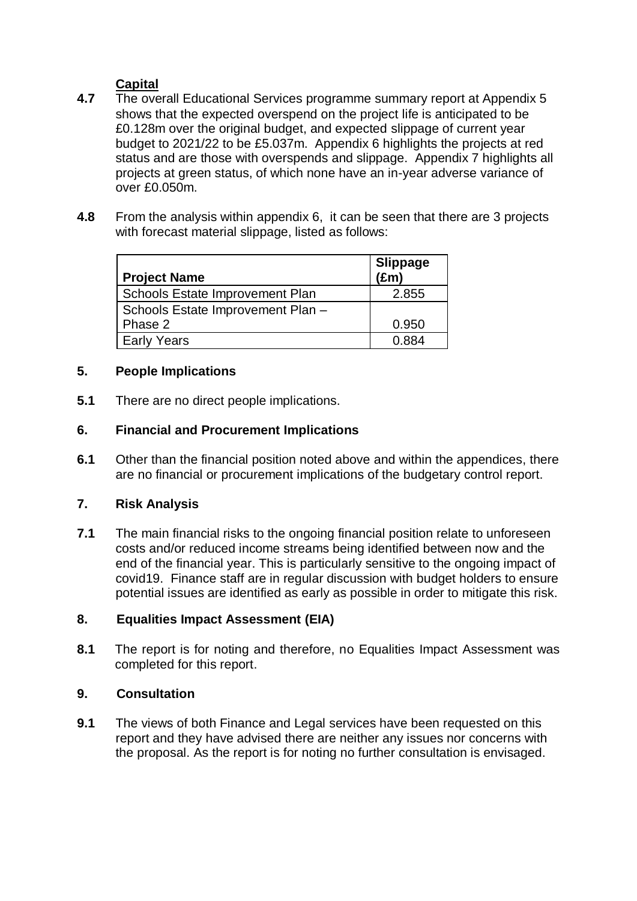**Capital**

**4.7** The overall Educational Services programme summary report at Appendix 5 shows that the expected overspend on the project life is anticipated to be £0.128m over the original budget, and expected slippage of current year budget to 2021/22 to be £5.037m. Appendix 6 highlights the projects at red status and are those with overspends and slippage. Appendix 7 highlights all projects at green status, of which none have an in-year adverse variance of over £0.050m.

**4.8** From the analysis within appendix 6, it can be seen that there are 3 projects with forecast material slippage, listed as follows:

| Project Name | Slippage (£m) |
|---|---|
| Schools Estate Improvement Plan | 2.855 |
| Schools Estate Improvement Plan – Phase 2 | 0.950 |
| Early Years | 0.884 |

## 5. People Implications

**5.1** There are no direct people implications.

## 6. Financial and Procurement Implications

**6.1** Other than the financial position noted above and within the appendices, there are no financial or procurement implications of the budgetary control report.

## 7. Risk Analysis

**7.1** The main financial risks to the ongoing financial position relate to unforeseen costs and/or reduced income streams being identified between now and the end of the financial year. This is particularly sensitive to the ongoing impact of covid19. Finance staff are in regular discussion with budget holders to ensure potential issues are identified as early as possible in order to mitigate this risk.

## 8. Equalities Impact Assessment (EIA)

**8.1** The report is for noting and therefore, no Equalities Impact Assessment was completed for this report.

## 9. Consultation

**9.1** The views of both Finance and Legal services have been requested on this report and they have advised there are neither any issues nor concerns with the proposal. As the report is for noting no further consultation is envisaged.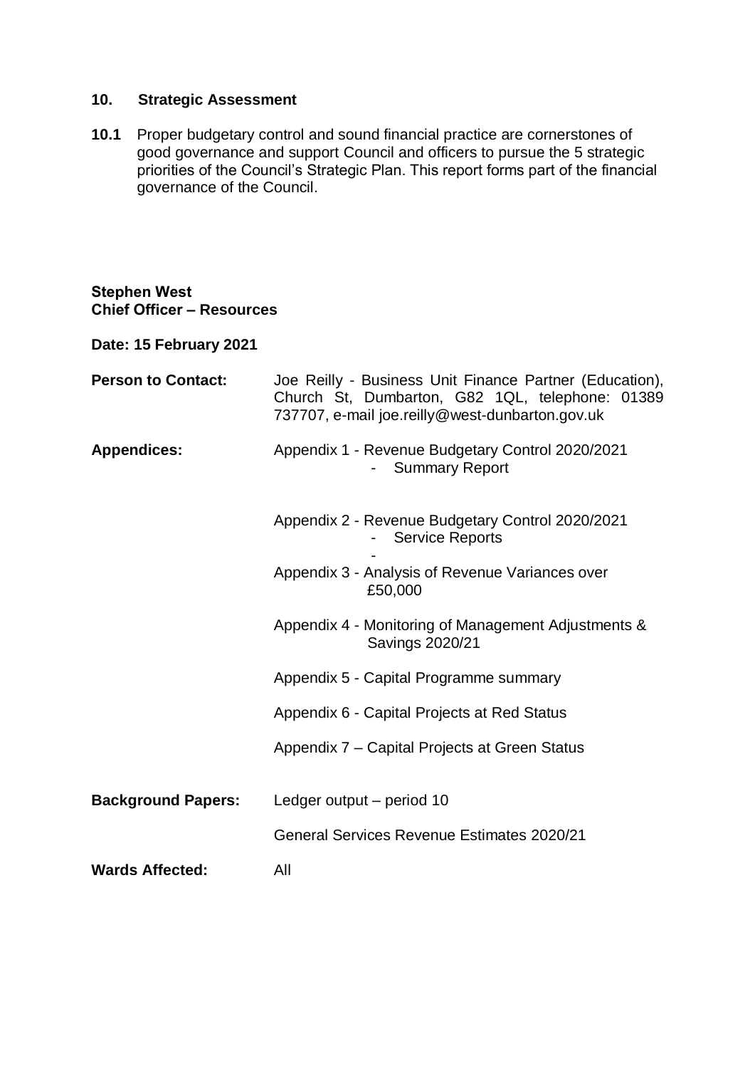## 10. Strategic Assessment

**10.1** Proper budgetary control and sound financial practice are cornerstones of good governance and support Council and officers to pursue the 5 strategic priorities of the Council's Strategic Plan. This report forms part of the financial governance of the Council.

**Stephen West**
**Chief Officer – Resources**

**Date: 15 February 2021**

| | |
|---|---|
| **Person to Contact:** | Joe Reilly - Business Unit Finance Partner (Education), Church St, Dumbarton, G82 1QL, telephone: 01389 737707, e-mail joe.reilly@west-dunbarton.gov.uk |
| **Appendices:** | Appendix 1 - Revenue Budgetary Control 2020/2021 - Summary Report |
| | Appendix 2 - Revenue Budgetary Control 2020/2021 - Service Reports |
| | Appendix 3 - Analysis of Revenue Variances over £50,000 |
| | Appendix 4 - Monitoring of Management Adjustments & Savings 2020/21 |
| | Appendix 5 - Capital Programme summary |
| | Appendix 6 - Capital Projects at Red Status |
| | Appendix 7 – Capital Projects at Green Status |
| **Background Papers:** | Ledger output – period 10 |
| | General Services Revenue Estimates 2020/21 |
| **Wards Affected:** | All |